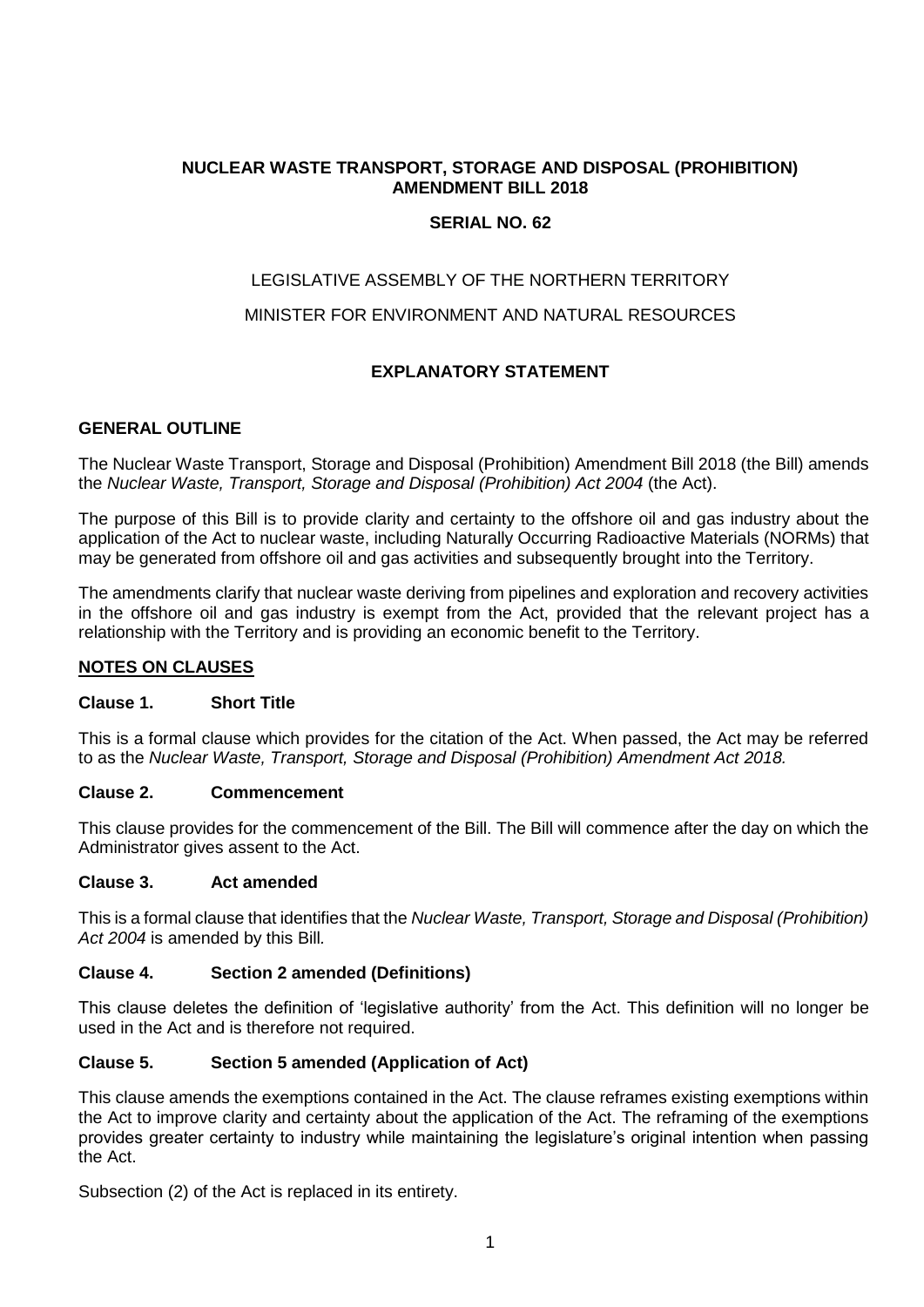**NUCLEAR WASTE TRANSPORT, STORAGE AND DISPOSAL (PROHIBITION) AMENDMENT BILL 2018**

**SERIAL NO. 62**

LEGISLATIVE ASSEMBLY OF THE NORTHERN TERRITORY

MINISTER FOR ENVIRONMENT AND NATURAL RESOURCES

**EXPLANATORY STATEMENT**

**GENERAL OUTLINE**

The Nuclear Waste Transport, Storage and Disposal (Prohibition) Amendment Bill 2018 (the Bill) amends the *Nuclear Waste, Transport, Storage and Disposal (Prohibition) Act 2004* (the Act).

The purpose of this Bill is to provide clarity and certainty to the offshore oil and gas industry about the application of the Act to nuclear waste, including Naturally Occurring Radioactive Materials (NORMs) that may be generated from offshore oil and gas activities and subsequently brought into the Territory.

The amendments clarify that nuclear waste deriving from pipelines and exploration and recovery activities in the offshore oil and gas industry is exempt from the Act, provided that the relevant project has a relationship with the Territory and is providing an economic benefit to the Territory.

**NOTES ON CLAUSES**

**Clause 1. Short Title**

This is a formal clause which provides for the citation of the Act. When passed, the Act may be referred to as the *Nuclear Waste, Transport, Storage and Disposal (Prohibition) Amendment Act 2018.*

**Clause 2. Commencement**

This clause provides for the commencement of the Bill. The Bill will commence after the day on which the Administrator gives assent to the Act.

**Clause 3. Act amended**

This is a formal clause that identifies that the *Nuclear Waste, Transport, Storage and Disposal (Prohibition) Act 2004* is amended by this Bill*.*

**Clause 4. Section 2 amended (Definitions)**

This clause deletes the definition of 'legislative authority' from the Act. This definition will no longer be used in the Act and is therefore not required.

**Clause 5. Section 5 amended (Application of Act)**

This clause amends the exemptions contained in the Act. The clause reframes existing exemptions within the Act to improve clarity and certainty about the application of the Act. The reframing of the exemptions provides greater certainty to industry while maintaining the legislature's original intention when passing the Act.

Subsection (2) of the Act is replaced in its entirety.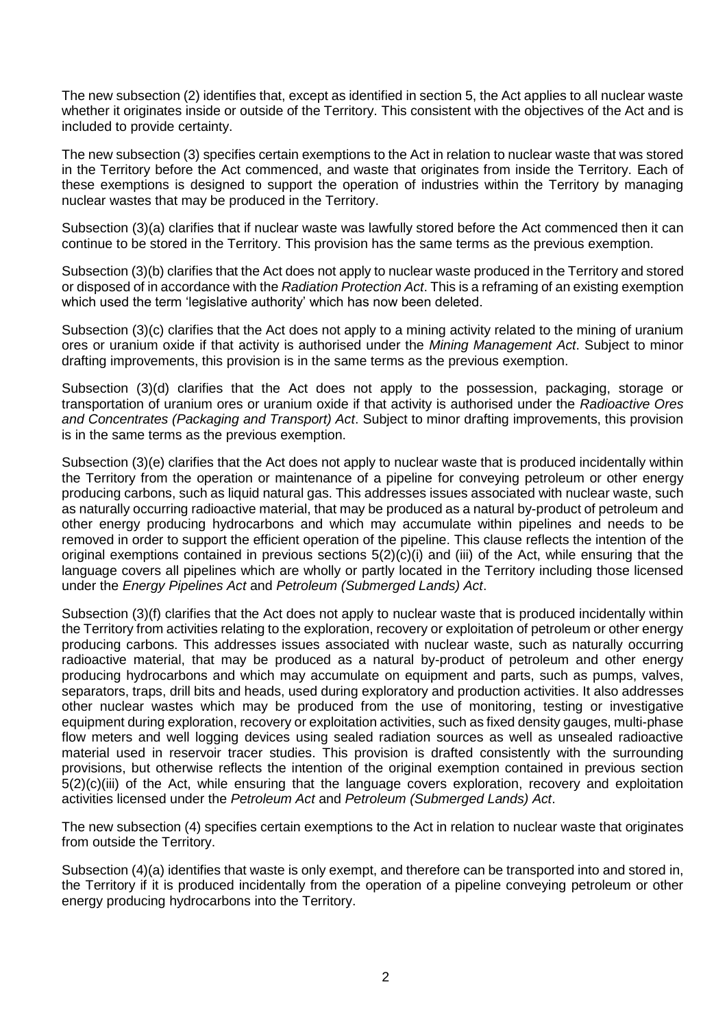The new subsection (2) identifies that, except as identified in section 5, the Act applies to all nuclear waste whether it originates inside or outside of the Territory. This consistent with the objectives of the Act and is included to provide certainty.

The new subsection (3) specifies certain exemptions to the Act in relation to nuclear waste that was stored in the Territory before the Act commenced, and waste that originates from inside the Territory. Each of these exemptions is designed to support the operation of industries within the Territory by managing nuclear wastes that may be produced in the Territory.

Subsection (3)(a) clarifies that if nuclear waste was lawfully stored before the Act commenced then it can continue to be stored in the Territory. This provision has the same terms as the previous exemption.

Subsection (3)(b) clarifies that the Act does not apply to nuclear waste produced in the Territory and stored or disposed of in accordance with the *Radiation Protection Act*. This is a reframing of an existing exemption which used the term 'legislative authority' which has now been deleted.

Subsection (3)(c) clarifies that the Act does not apply to a mining activity related to the mining of uranium ores or uranium oxide if that activity is authorised under the *Mining Management Act*. Subject to minor drafting improvements, this provision is in the same terms as the previous exemption.

Subsection (3)(d) clarifies that the Act does not apply to the possession, packaging, storage or transportation of uranium ores or uranium oxide if that activity is authorised under the *Radioactive Ores and Concentrates (Packaging and Transport) Act*. Subject to minor drafting improvements, this provision is in the same terms as the previous exemption.

Subsection (3)(e) clarifies that the Act does not apply to nuclear waste that is produced incidentally within the Territory from the operation or maintenance of a pipeline for conveying petroleum or other energy producing carbons, such as liquid natural gas. This addresses issues associated with nuclear waste, such as naturally occurring radioactive material, that may be produced as a natural by-product of petroleum and other energy producing hydrocarbons and which may accumulate within pipelines and needs to be removed in order to support the efficient operation of the pipeline. This clause reflects the intention of the original exemptions contained in previous sections 5(2)(c)(i) and (iii) of the Act, while ensuring that the language covers all pipelines which are wholly or partly located in the Territory including those licensed under the *Energy Pipelines Act* and *Petroleum (Submerged Lands) Act*.

Subsection (3)(f) clarifies that the Act does not apply to nuclear waste that is produced incidentally within the Territory from activities relating to the exploration, recovery or exploitation of petroleum or other energy producing carbons. This addresses issues associated with nuclear waste, such as naturally occurring radioactive material, that may be produced as a natural by-product of petroleum and other energy producing hydrocarbons and which may accumulate on equipment and parts, such as pumps, valves, separators, traps, drill bits and heads, used during exploratory and production activities. It also addresses other nuclear wastes which may be produced from the use of monitoring, testing or investigative equipment during exploration, recovery or exploitation activities, such as fixed density gauges, multi-phase flow meters and well logging devices using sealed radiation sources as well as unsealed radioactive material used in reservoir tracer studies. This provision is drafted consistently with the surrounding provisions, but otherwise reflects the intention of the original exemption contained in previous section 5(2)(c)(iii) of the Act, while ensuring that the language covers exploration, recovery and exploitation activities licensed under the *Petroleum Act* and *Petroleum (Submerged Lands) Act*.

The new subsection (4) specifies certain exemptions to the Act in relation to nuclear waste that originates from outside the Territory.

Subsection (4)(a) identifies that waste is only exempt, and therefore can be transported into and stored in, the Territory if it is produced incidentally from the operation of a pipeline conveying petroleum or other energy producing hydrocarbons into the Territory.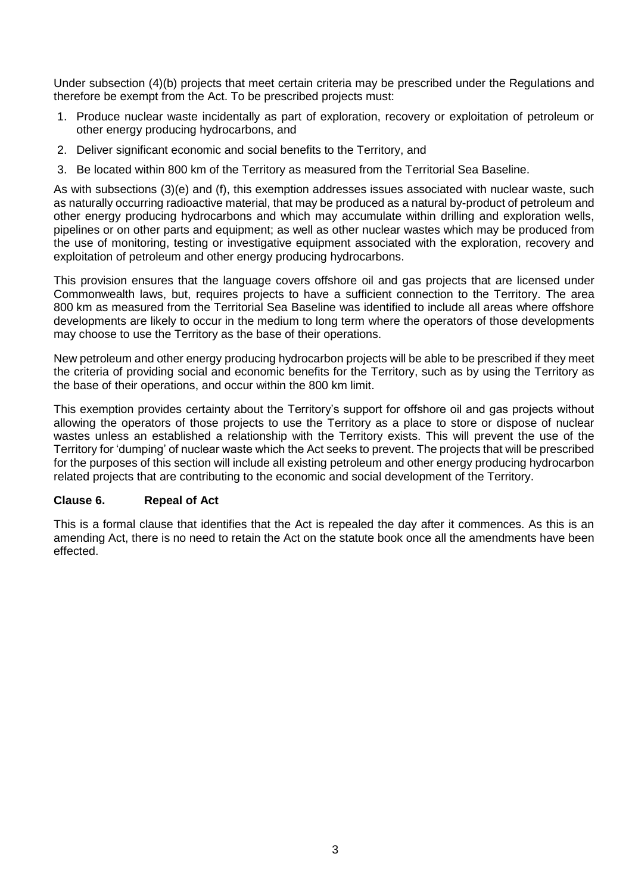Under subsection (4)(b) projects that meet certain criteria may be prescribed under the Regulations and therefore be exempt from the Act. To be prescribed projects must:

1. Produce nuclear waste incidentally as part of exploration, recovery or exploitation of petroleum or other energy producing hydrocarbons, and
2. Deliver significant economic and social benefits to the Territory, and
3. Be located within 800 km of the Territory as measured from the Territorial Sea Baseline.

As with subsections (3)(e) and (f), this exemption addresses issues associated with nuclear waste, such as naturally occurring radioactive material, that may be produced as a natural by-product of petroleum and other energy producing hydrocarbons and which may accumulate within drilling and exploration wells, pipelines or on other parts and equipment; as well as other nuclear wastes which may be produced from the use of monitoring, testing or investigative equipment associated with the exploration, recovery and exploitation of petroleum and other energy producing hydrocarbons.

This provision ensures that the language covers offshore oil and gas projects that are licensed under Commonwealth laws, but, requires projects to have a sufficient connection to the Territory. The area 800 km as measured from the Territorial Sea Baseline was identified to include all areas where offshore developments are likely to occur in the medium to long term where the operators of those developments may choose to use the Territory as the base of their operations.

New petroleum and other energy producing hydrocarbon projects will be able to be prescribed if they meet the criteria of providing social and economic benefits for the Territory, such as by using the Territory as the base of their operations, and occur within the 800 km limit.

This exemption provides certainty about the Territory's support for offshore oil and gas projects without allowing the operators of those projects to use the Territory as a place to store or dispose of nuclear wastes unless an established a relationship with the Territory exists. This will prevent the use of the Territory for 'dumping' of nuclear waste which the Act seeks to prevent. The projects that will be prescribed for the purposes of this section will include all existing petroleum and other energy producing hydrocarbon related projects that are contributing to the economic and social development of the Territory.

**Clause 6. Repeal of Act**

This is a formal clause that identifies that the Act is repealed the day after it commences. As this is an amending Act, there is no need to retain the Act on the statute book once all the amendments have been effected.